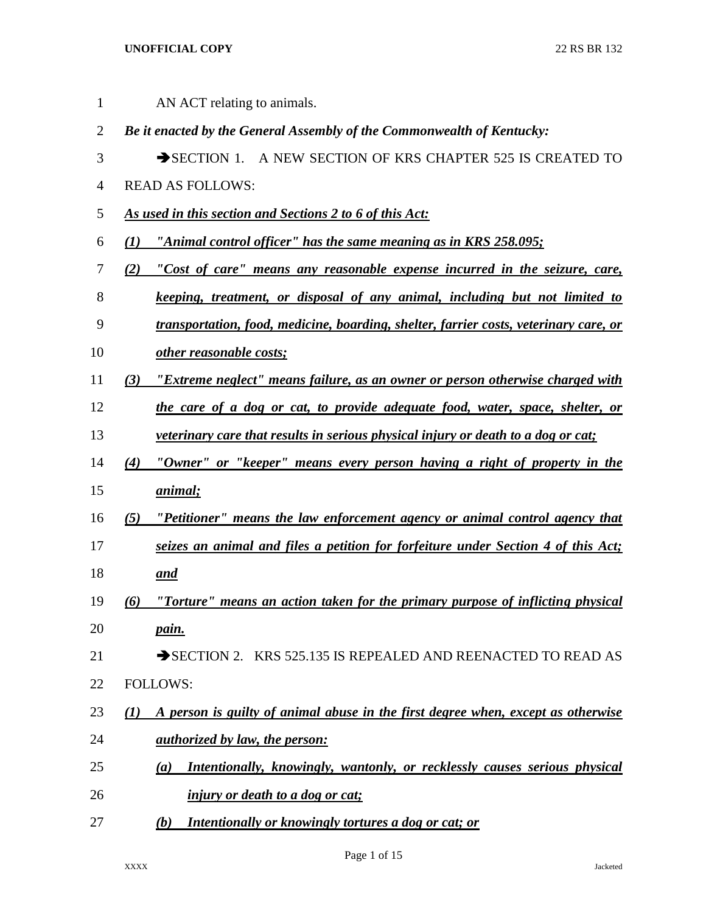AN ACT relating to animals.

***Be it enacted by the General Assembly of the Commonwealth of Kentucky:***

➔SECTION 1. A NEW SECTION OF KRS CHAPTER 525 IS CREATED TO READ AS FOLLOWS:

***As used in this section and Sections 2 to 6 of this Act:***

***(1) "Animal control officer" has the same meaning as in KRS 258.095;***

***(2) "Cost of care" means any reasonable expense incurred in the seizure, care, keeping, treatment, or disposal of any animal, including but not limited to transportation, food, medicine, boarding, shelter, farrier costs, veterinary care, or other reasonable costs;***

***(3) "Extreme neglect" means failure, as an owner or person otherwise charged with the care of a dog or cat, to provide adequate food, water, space, shelter, or veterinary care that results in serious physical injury or death to a dog or cat;***

***(4) "Owner" or "keeper" means every person having a right of property in the animal;***

***(5) "Petitioner" means the law enforcement agency or animal control agency that seizes an animal and files a petition for forfeiture under Section 4 of this Act; and***

***(6) "Torture" means an action taken for the primary purpose of inflicting physical pain.***

➔SECTION 2. KRS 525.135 IS REPEALED AND REENACTED TO READ AS FOLLOWS:

***(1) A person is guilty of animal abuse in the first degree when, except as otherwise authorized by law, the person:***

***(a) Intentionally, knowingly, wantonly, or recklessly causes serious physical injury or death to a dog or cat;***

***(b) Intentionally or knowingly tortures a dog or cat; or***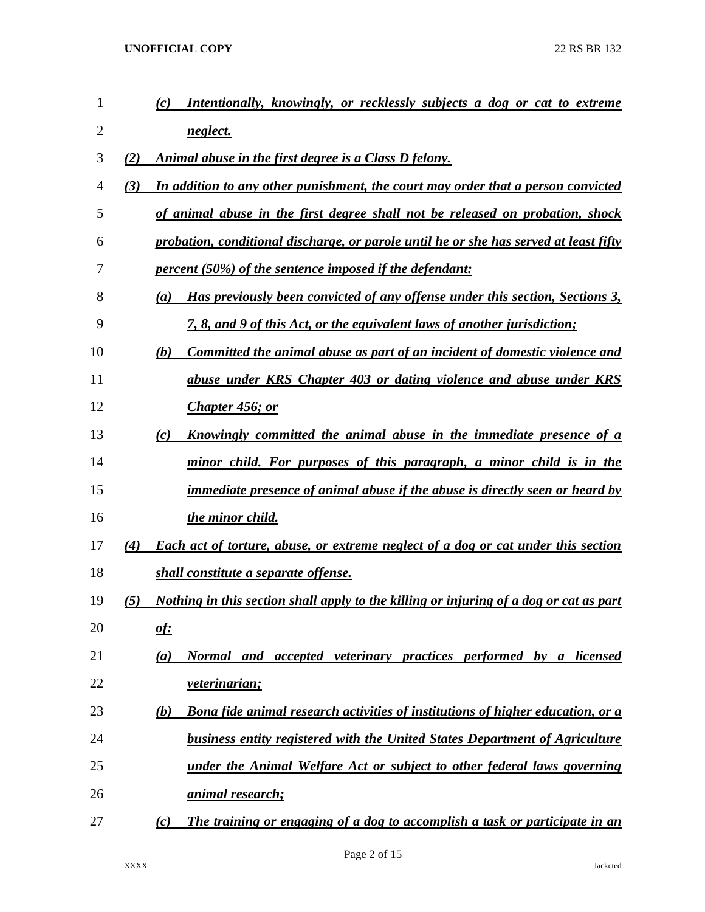(c) *Intentionally, knowingly, or recklessly subjects a dog or cat to extreme neglect.*

(2) *Animal abuse in the first degree is a Class D felony.*

(3) *In addition to any other punishment, the court may order that a person convicted of animal abuse in the first degree shall not be released on probation, shock probation, conditional discharge, or parole until he or she has served at least fifty percent (50%) of the sentence imposed if the defendant:*

(a) *Has previously been convicted of any offense under this section, Sections 3, 7, 8, and 9 of this Act, or the equivalent laws of another jurisdiction;*

(b) *Committed the animal abuse as part of an incident of domestic violence and abuse under KRS Chapter 403 or dating violence and abuse under KRS Chapter 456; or*

(c) *Knowingly committed the animal abuse in the immediate presence of a minor child. For purposes of this paragraph, a minor child is in the immediate presence of animal abuse if the abuse is directly seen or heard by the minor child.*

(4) *Each act of torture, abuse, or extreme neglect of a dog or cat under this section shall constitute a separate offense.*

(5) *Nothing in this section shall apply to the killing or injuring of a dog or cat as part of:*

(a) *Normal and accepted veterinary practices performed by a licensed veterinarian;*

(b) *Bona fide animal research activities of institutions of higher education, or a business entity registered with the United States Department of Agriculture under the Animal Welfare Act or subject to other federal laws governing animal research;*

(c) *The training or engaging of a dog to accomplish a task or participate in an*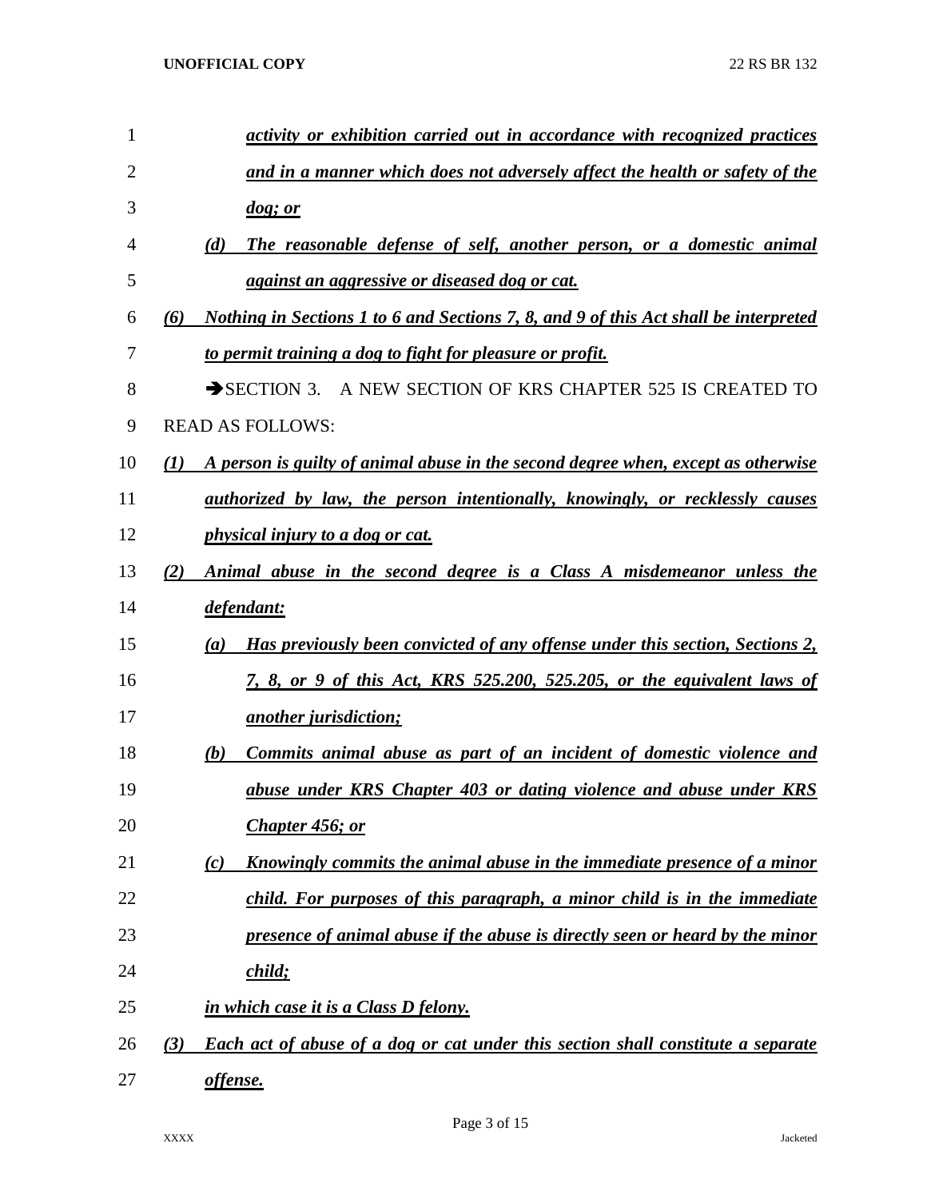*activity or exhibition carried out in accordance with recognized practices and in a manner which does not adversely affect the health or safety of the dog; or*

*(d) The reasonable defense of self, another person, or a domestic animal against an aggressive or diseased dog or cat.*

*(6) Nothing in Sections 1 to 6 and Sections 7, 8, and 9 of this Act shall be interpreted to permit training a dog to fight for pleasure or profit.*

➔SECTION 3. A NEW SECTION OF KRS CHAPTER 525 IS CREATED TO READ AS FOLLOWS:

*(1) A person is guilty of animal abuse in the second degree when, except as otherwise authorized by law, the person intentionally, knowingly, or recklessly causes physical injury to a dog or cat.*

*(2) Animal abuse in the second degree is a Class A misdemeanor unless the defendant:*

*(a) Has previously been convicted of any offense under this section, Sections 2, 7, 8, or 9 of this Act, KRS 525.200, 525.205, or the equivalent laws of another jurisdiction;*

*(b) Commits animal abuse as part of an incident of domestic violence and abuse under KRS Chapter 403 or dating violence and abuse under KRS Chapter 456; or*

*(c) Knowingly commits the animal abuse in the immediate presence of a minor child. For purposes of this paragraph, a minor child is in the immediate presence of animal abuse if the abuse is directly seen or heard by the minor child;*

*in which case it is a Class D felony.*

*(3) Each act of abuse of a dog or cat under this section shall constitute a separate offense.*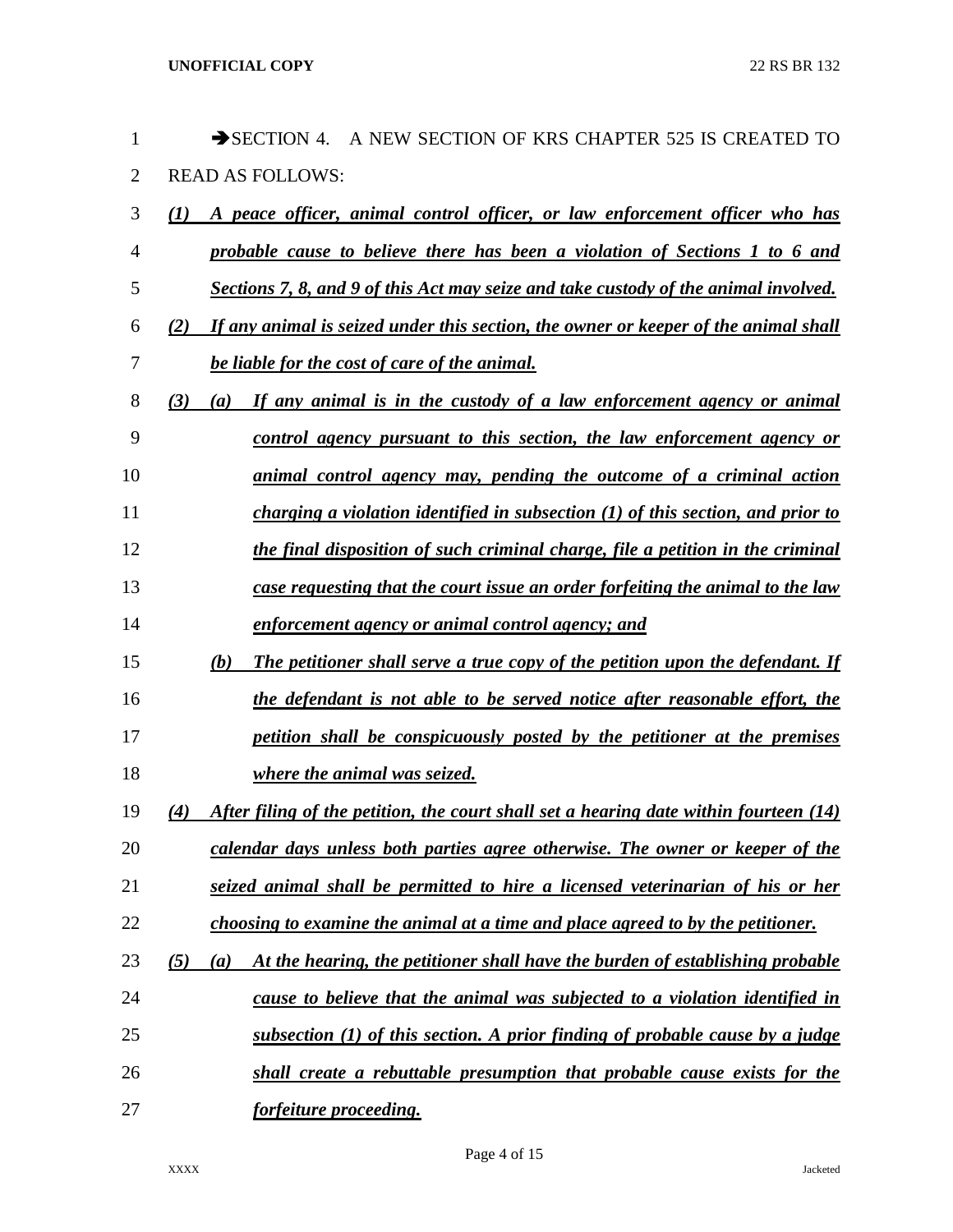➔SECTION 4. A NEW SECTION OF KRS CHAPTER 525 IS CREATED TO READ AS FOLLOWS:

*__(1) A peace officer, animal control officer, or law enforcement officer who has probable cause to believe there has been a violation of Sections 1 to 6 and Sections 7, 8, and 9 of this Act may seize and take custody of the animal involved.__*

*__(2) If any animal is seized under this section, the owner or keeper of the animal shall be liable for the cost of care of the animal.__*

*__(3) (a) If any animal is in the custody of a law enforcement agency or animal control agency pursuant to this section, the law enforcement agency or animal control agency may, pending the outcome of a criminal action charging a violation identified in subsection (1) of this section, and prior to the final disposition of such criminal charge, file a petition in the criminal case requesting that the court issue an order forfeiting the animal to the law enforcement agency or animal control agency; and__*

*__(b) The petitioner shall serve a true copy of the petition upon the defendant. If the defendant is not able to be served notice after reasonable effort, the petition shall be conspicuously posted by the petitioner at the premises where the animal was seized.__*

*__(4) After filing of the petition, the court shall set a hearing date within fourteen (14) calendar days unless both parties agree otherwise. The owner or keeper of the seized animal shall be permitted to hire a licensed veterinarian of his or her choosing to examine the animal at a time and place agreed to by the petitioner.__*

*__(5) (a) At the hearing, the petitioner shall have the burden of establishing probable cause to believe that the animal was subjected to a violation identified in subsection (1) of this section. A prior finding of probable cause by a judge shall create a rebuttable presumption that probable cause exists for the forfeiture proceeding.__*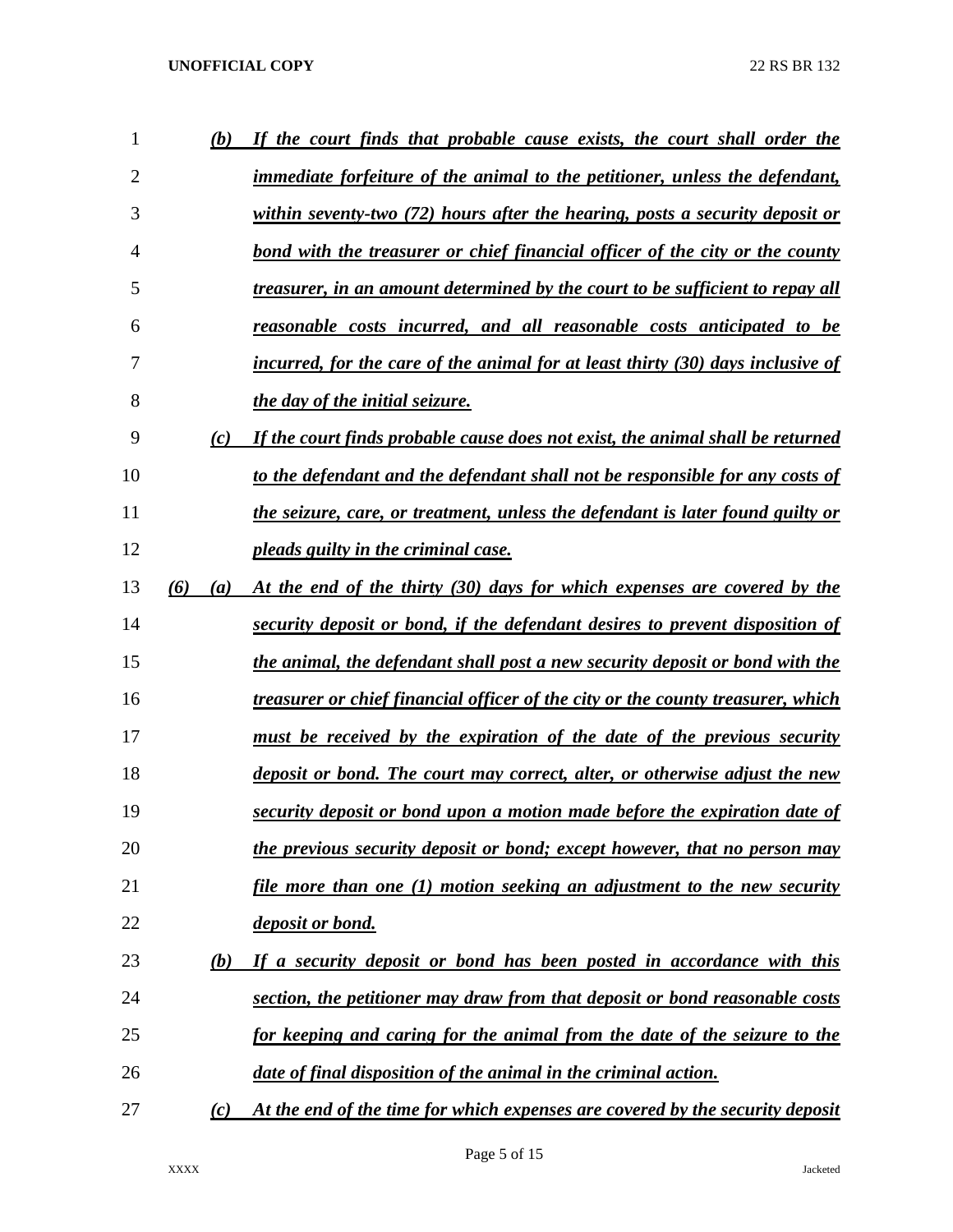*(b)* *If the court finds that probable cause exists, the court shall order the immediate forfeiture of the animal to the petitioner, unless the defendant, within seventy-two (72) hours after the hearing, posts a security deposit or bond with the treasurer or chief financial officer of the city or the county treasurer, in an amount determined by the court to be sufficient to repay all reasonable costs incurred, and all reasonable costs anticipated to be incurred, for the care of the animal for at least thirty (30) days inclusive of the day of the initial seizure.*

*(c)* *If the court finds probable cause does not exist, the animal shall be returned to the defendant and the defendant shall not be responsible for any costs of the seizure, care, or treatment, unless the defendant is later found guilty or pleads guilty in the criminal case.*

*(6)* *(a)* *At the end of the thirty (30) days for which expenses are covered by the security deposit or bond, if the defendant desires to prevent disposition of the animal, the defendant shall post a new security deposit or bond with the treasurer or chief financial officer of the city or the county treasurer, which must be received by the expiration of the date of the previous security deposit or bond. The court may correct, alter, or otherwise adjust the new security deposit or bond upon a motion made before the expiration date of the previous security deposit or bond; except however, that no person may file more than one (1) motion seeking an adjustment to the new security deposit or bond.*

*(b)* *If a security deposit or bond has been posted in accordance with this section, the petitioner may draw from that deposit or bond reasonable costs for keeping and caring for the animal from the date of the seizure to the date of final disposition of the animal in the criminal action.*

*(c)* *At the end of the time for which expenses are covered by the security deposit*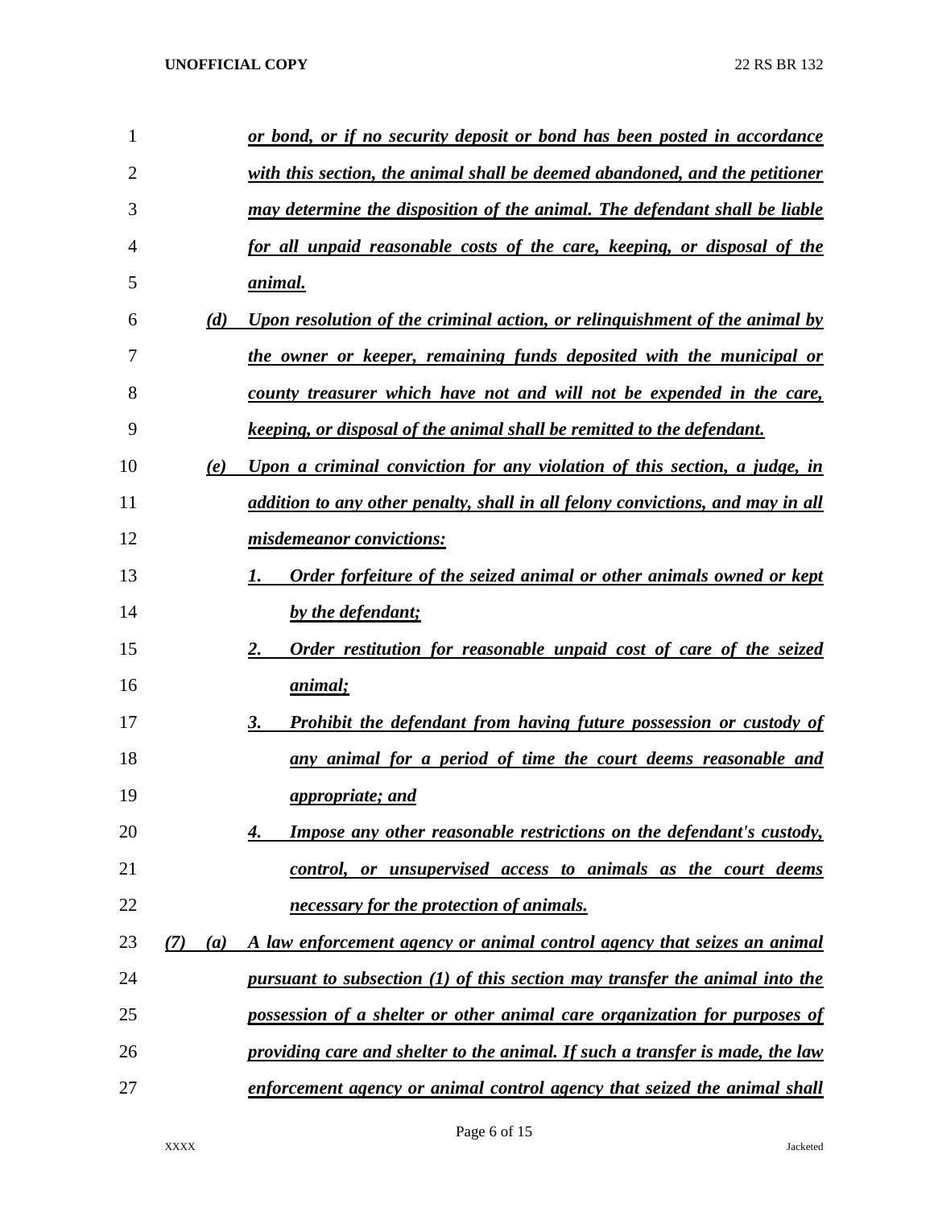***or bond, or if no security deposit or bond has been posted in accordance with this section, the animal shall be deemed abandoned, and the petitioner may determine the disposition of the animal. The defendant shall be liable for all unpaid reasonable costs of the care, keeping, or disposal of the animal.***

***(d) Upon resolution of the criminal action, or relinquishment of the animal by the owner or keeper, remaining funds deposited with the municipal or county treasurer which have not and will not be expended in the care, keeping, or disposal of the animal shall be remitted to the defendant.***

***(e) Upon a criminal conviction for any violation of this section, a judge, in addition to any other penalty, shall in all felony convictions, and may in all misdemeanor convictions:***

***1. Order forfeiture of the seized animal or other animals owned or kept by the defendant;***

***2. Order restitution for reasonable unpaid cost of care of the seized animal;***

***3. Prohibit the defendant from having future possession or custody of any animal for a period of time the court deems reasonable and appropriate; and***

***4. Impose any other reasonable restrictions on the defendant's custody, control, or unsupervised access to animals as the court deems necessary for the protection of animals.***

***(7) (a) A law enforcement agency or animal control agency that seizes an animal pursuant to subsection (1) of this section may transfer the animal into the possession of a shelter or other animal care organization for purposes of providing care and shelter to the animal. If such a transfer is made, the law enforcement agency or animal control agency that seized the animal shall***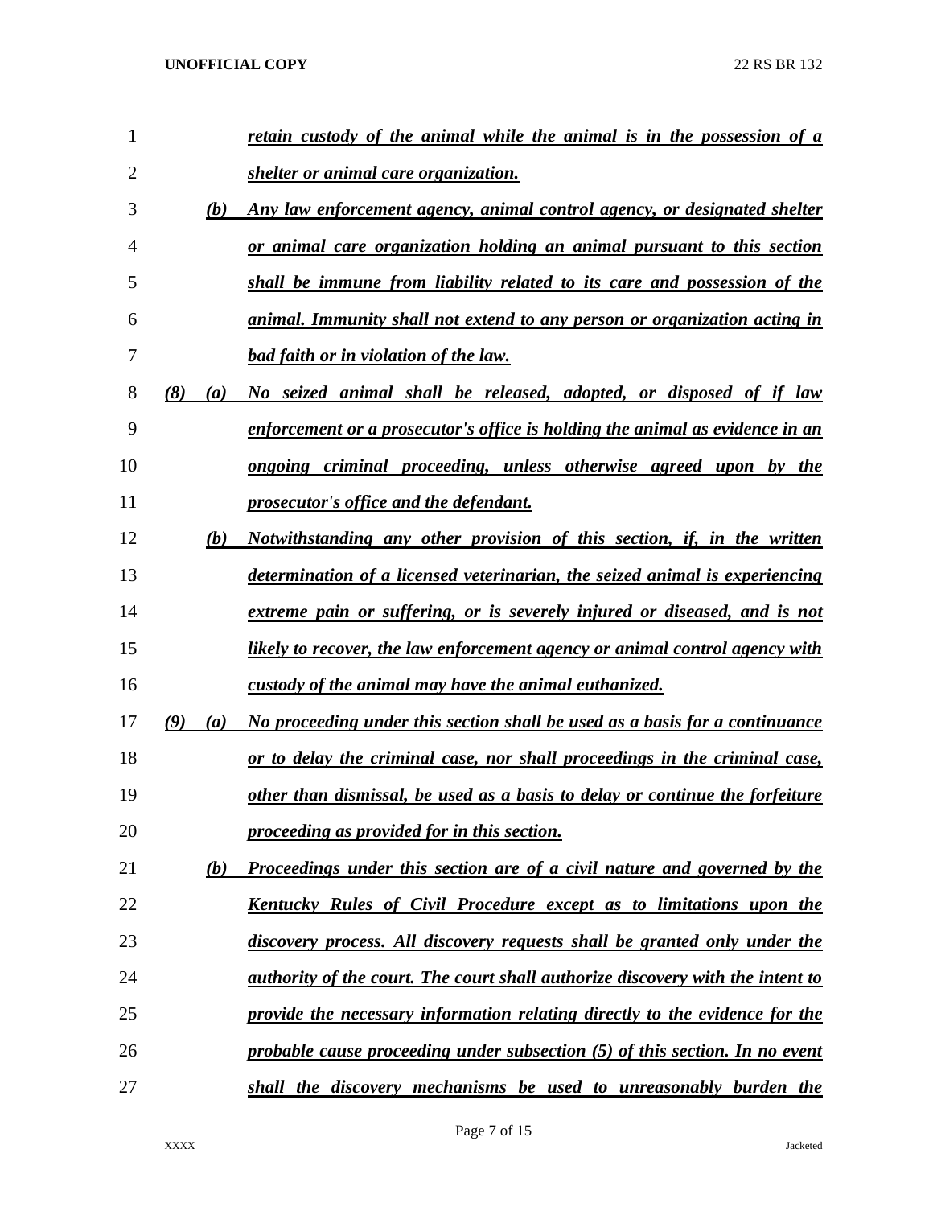*retain custody of the animal while the animal is in the possession of a shelter or animal care organization.*

*(b) Any law enforcement agency, animal control agency, or designated shelter or animal care organization holding an animal pursuant to this section shall be immune from liability related to its care and possession of the animal. Immunity shall not extend to any person or organization acting in bad faith or in violation of the law.*

*(8) (a) No seized animal shall be released, adopted, or disposed of if law enforcement or a prosecutor's office is holding the animal as evidence in an ongoing criminal proceeding, unless otherwise agreed upon by the prosecutor's office and the defendant.*

*(b) Notwithstanding any other provision of this section, if, in the written determination of a licensed veterinarian, the seized animal is experiencing extreme pain or suffering, or is severely injured or diseased, and is not likely to recover, the law enforcement agency or animal control agency with custody of the animal may have the animal euthanized.*

*(9) (a) No proceeding under this section shall be used as a basis for a continuance or to delay the criminal case, nor shall proceedings in the criminal case, other than dismissal, be used as a basis to delay or continue the forfeiture proceeding as provided for in this section.*

*(b) Proceedings under this section are of a civil nature and governed by the Kentucky Rules of Civil Procedure except as to limitations upon the discovery process. All discovery requests shall be granted only under the authority of the court. The court shall authorize discovery with the intent to provide the necessary information relating directly to the evidence for the probable cause proceeding under subsection (5) of this section. In no event shall the discovery mechanisms be used to unreasonably burden the*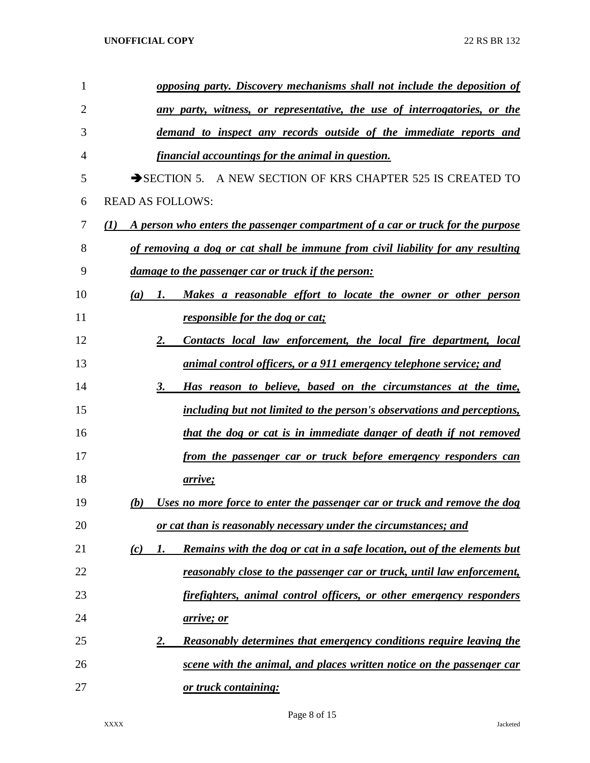*opposing party. Discovery mechanisms shall not include the deposition of any party, witness, or representative, the use of interrogatories, or the demand to inspect any records outside of the immediate reports and financial accountings for the animal in question.*

➔SECTION 5. A NEW SECTION OF KRS CHAPTER 525 IS CREATED TO READ AS FOLLOWS:

*(1) A person who enters the passenger compartment of a car or truck for the purpose of removing a dog or cat shall be immune from civil liability for any resulting damage to the passenger car or truck if the person:*

*(a) 1. Makes a reasonable effort to locate the owner or other person responsible for the dog or cat;*

*2. Contacts local law enforcement, the local fire department, local animal control officers, or a 911 emergency telephone service; and*

*3. Has reason to believe, based on the circumstances at the time, including but not limited to the person's observations and perceptions, that the dog or cat is in immediate danger of death if not removed from the passenger car or truck before emergency responders can arrive;*

*(b) Uses no more force to enter the passenger car or truck and remove the dog or cat than is reasonably necessary under the circumstances; and*

*(c) 1. Remains with the dog or cat in a safe location, out of the elements but reasonably close to the passenger car or truck, until law enforcement, firefighters, animal control officers, or other emergency responders arrive; or*

*2. Reasonably determines that emergency conditions require leaving the scene with the animal, and places written notice on the passenger car or truck containing:*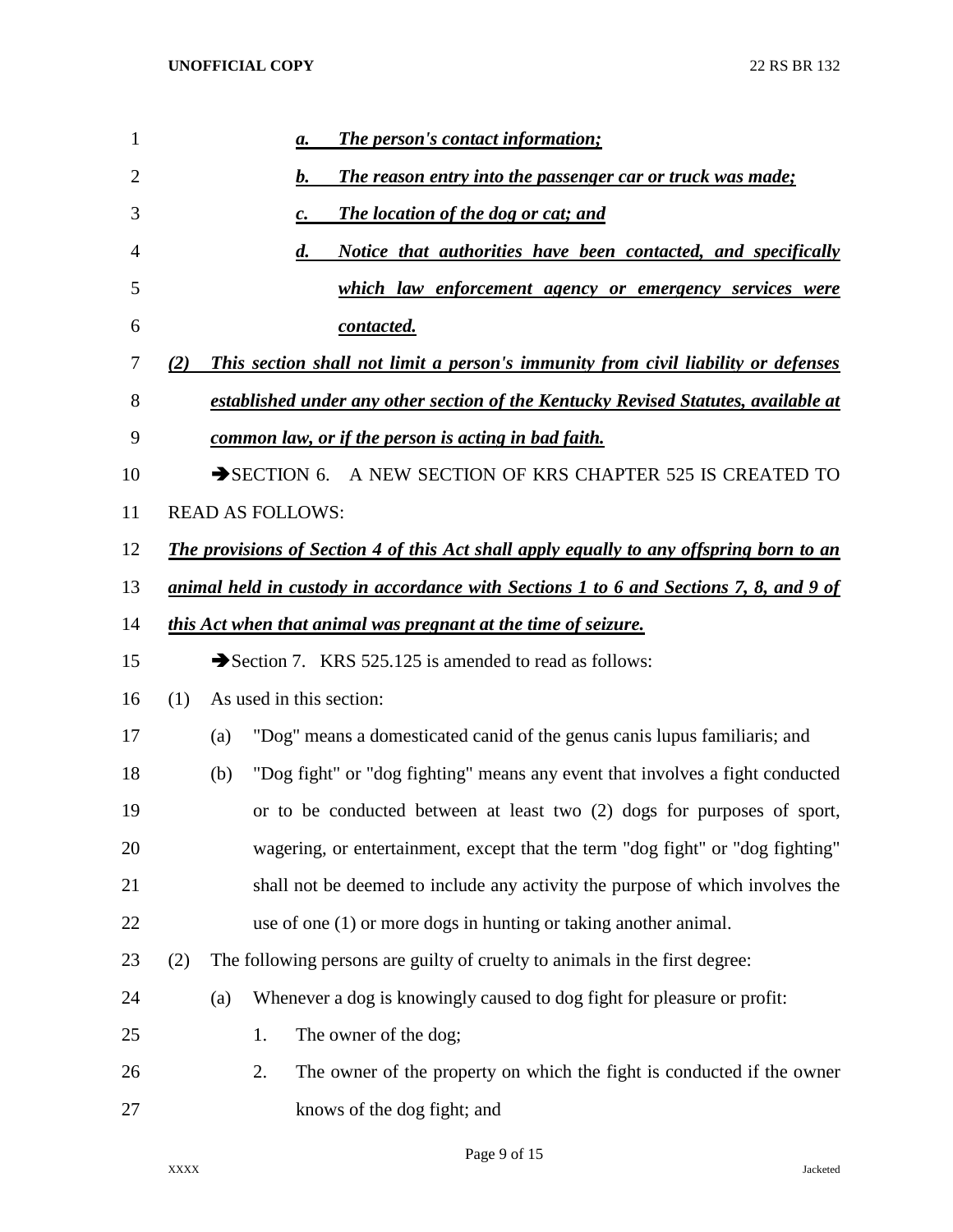*a. The person's contact information;*

*b. The reason entry into the passenger car or truck was made;*

*c. The location of the dog or cat; and*

*d. Notice that authorities have been contacted, and specifically which law enforcement agency or emergency services were contacted.*

*(2) This section shall not limit a person's immunity from civil liability or defenses established under any other section of the Kentucky Revised Statutes, available at common law, or if the person is acting in bad faith.*

➔SECTION 6. A NEW SECTION OF KRS CHAPTER 525 IS CREATED TO READ AS FOLLOWS:

*The provisions of Section 4 of this Act shall apply equally to any offspring born to an animal held in custody in accordance with Sections 1 to 6 and Sections 7, 8, and 9 of this Act when that animal was pregnant at the time of seizure.*

➔Section 7. KRS 525.125 is amended to read as follows:

(1) As used in this section:

(a) "Dog" means a domesticated canid of the genus canis lupus familiaris; and

(b) "Dog fight" or "dog fighting" means any event that involves a fight conducted or to be conducted between at least two (2) dogs for purposes of sport, wagering, or entertainment, except that the term "dog fight" or "dog fighting" shall not be deemed to include any activity the purpose of which involves the use of one (1) or more dogs in hunting or taking another animal.

(2) The following persons are guilty of cruelty to animals in the first degree:

(a) Whenever a dog is knowingly caused to dog fight for pleasure or profit:

1. The owner of the dog;

2. The owner of the property on which the fight is conducted if the owner knows of the dog fight; and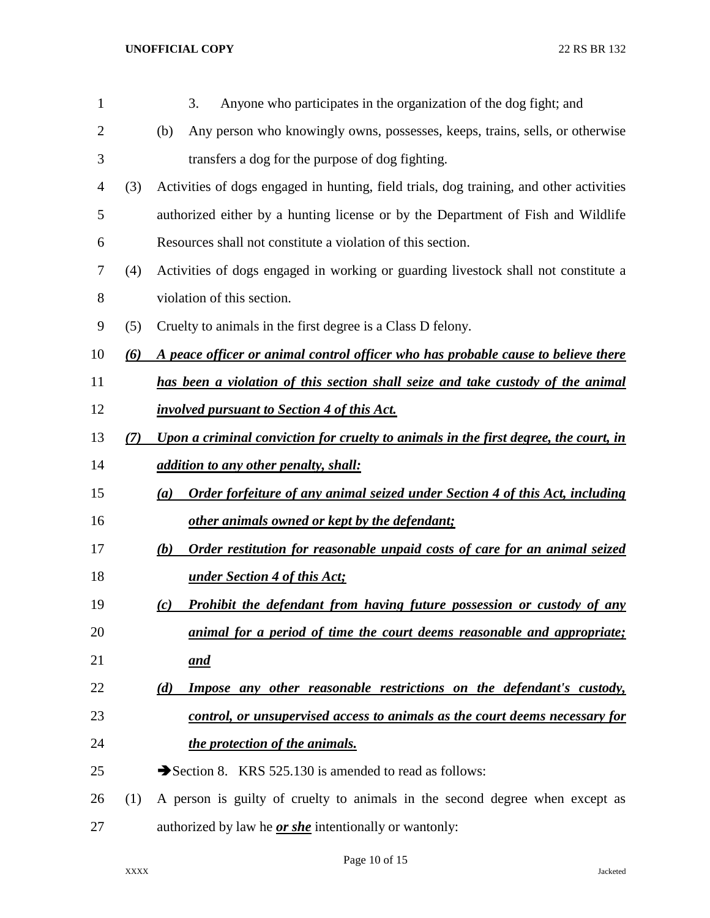3. Anyone who participates in the organization of the dog fight; and

(b) Any person who knowingly owns, possesses, keeps, trains, sells, or otherwise transfers a dog for the purpose of dog fighting.

(3) Activities of dogs engaged in hunting, field trials, dog training, and other activities authorized either by a hunting license or by the Department of Fish and Wildlife Resources shall not constitute a violation of this section.

(4) Activities of dogs engaged in working or guarding livestock shall not constitute a violation of this section.

(5) Cruelty to animals in the first degree is a Class D felony.

***(6) A peace officer or animal control officer who has probable cause to believe there has been a violation of this section shall seize and take custody of the animal involved pursuant to Section 4 of this Act.***

***(7) Upon a criminal conviction for cruelty to animals in the first degree, the court, in addition to any other penalty, shall:***

***(a) Order forfeiture of any animal seized under Section 4 of this Act, including other animals owned or kept by the defendant;***

***(b) Order restitution for reasonable unpaid costs of care for an animal seized under Section 4 of this Act;***

***(c) Prohibit the defendant from having future possession or custody of any animal for a period of time the court deems reasonable and appropriate; and***

***(d) Impose any other reasonable restrictions on the defendant's custody, control, or unsupervised access to animals as the court deems necessary for the protection of the animals.***

➔Section 8. KRS 525.130 is amended to read as follows:

(1) A person is guilty of cruelty to animals in the second degree when except as authorized by law he ***or she*** intentionally or wantonly: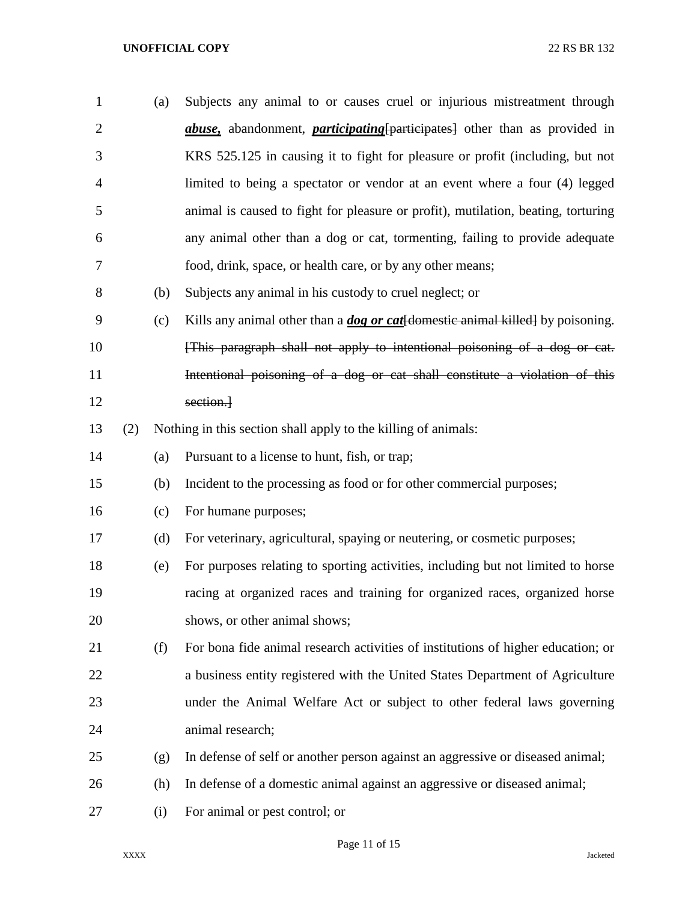(a) Subjects any animal to or causes cruel or injurious mistreatment through ***abuse,*** abandonment, ***participating***~~[participates]~~ other than as provided in KRS 525.125 in causing it to fight for pleasure or profit (including, but not limited to being a spectator or vendor at an event where a four (4) legged animal is caused to fight for pleasure or profit), mutilation, beating, torturing any animal other than a dog or cat, tormenting, failing to provide adequate food, drink, space, or health care, or by any other means;

(b) Subjects any animal in his custody to cruel neglect; or

(c) Kills any animal other than a ***dog or cat***~~[domestic animal killed]~~ by poisoning. ~~[This paragraph shall not apply to intentional poisoning of a dog or cat. Intentional poisoning of a dog or cat shall constitute a violation of this section.]~~

(2) Nothing in this section shall apply to the killing of animals:

(a) Pursuant to a license to hunt, fish, or trap;

(b) Incident to the processing as food or for other commercial purposes;

(c) For humane purposes;

(d) For veterinary, agricultural, spaying or neutering, or cosmetic purposes;

(e) For purposes relating to sporting activities, including but not limited to horse racing at organized races and training for organized races, organized horse shows, or other animal shows;

(f) For bona fide animal research activities of institutions of higher education; or a business entity registered with the United States Department of Agriculture under the Animal Welfare Act or subject to other federal laws governing animal research;

(g) In defense of self or another person against an aggressive or diseased animal;

(h) In defense of a domestic animal against an aggressive or diseased animal;

(i) For animal or pest control; or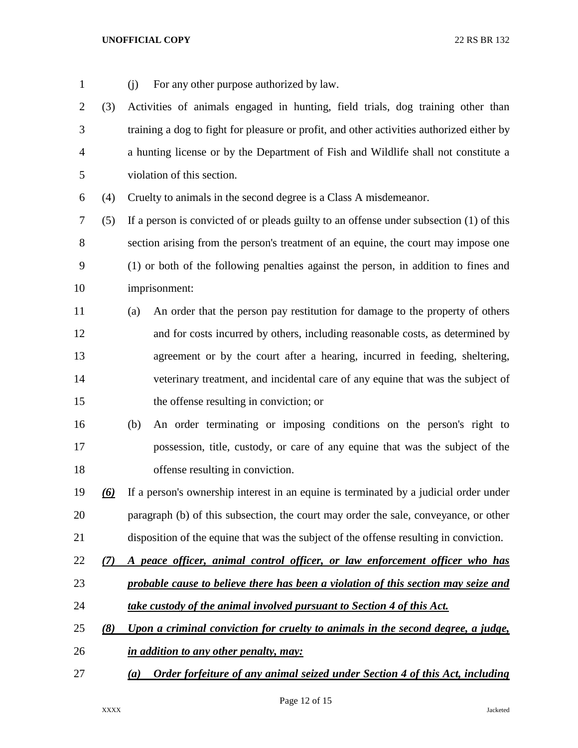(j) For any other purpose authorized by law.

(3) Activities of animals engaged in hunting, field trials, dog training other than training a dog to fight for pleasure or profit, and other activities authorized either by a hunting license or by the Department of Fish and Wildlife shall not constitute a violation of this section.

(4) Cruelty to animals in the second degree is a Class A misdemeanor.

(5) If a person is convicted of or pleads guilty to an offense under subsection (1) of this section arising from the person's treatment of an equine, the court may impose one (1) or both of the following penalties against the person, in addition to fines and imprisonment:

(a) An order that the person pay restitution for damage to the property of others and for costs incurred by others, including reasonable costs, as determined by agreement or by the court after a hearing, incurred in feeding, sheltering, veterinary treatment, and incidental care of any equine that was the subject of the offense resulting in conviction; or

(b) An order terminating or imposing conditions on the person's right to possession, title, custody, or care of any equine that was the subject of the offense resulting in conviction.

***(6)*** If a person's ownership interest in an equine is terminated by a judicial order under paragraph (b) of this subsection, the court may order the sale, conveyance, or other disposition of the equine that was the subject of the offense resulting in conviction.

***(7) A peace officer, animal control officer, or law enforcement officer who has probable cause to believe there has been a violation of this section may seize and take custody of the animal involved pursuant to Section 4 of this Act.***

***(8) Upon a criminal conviction for cruelty to animals in the second degree, a judge, in addition to any other penalty, may:***

***(a) Order forfeiture of any animal seized under Section 4 of this Act, including***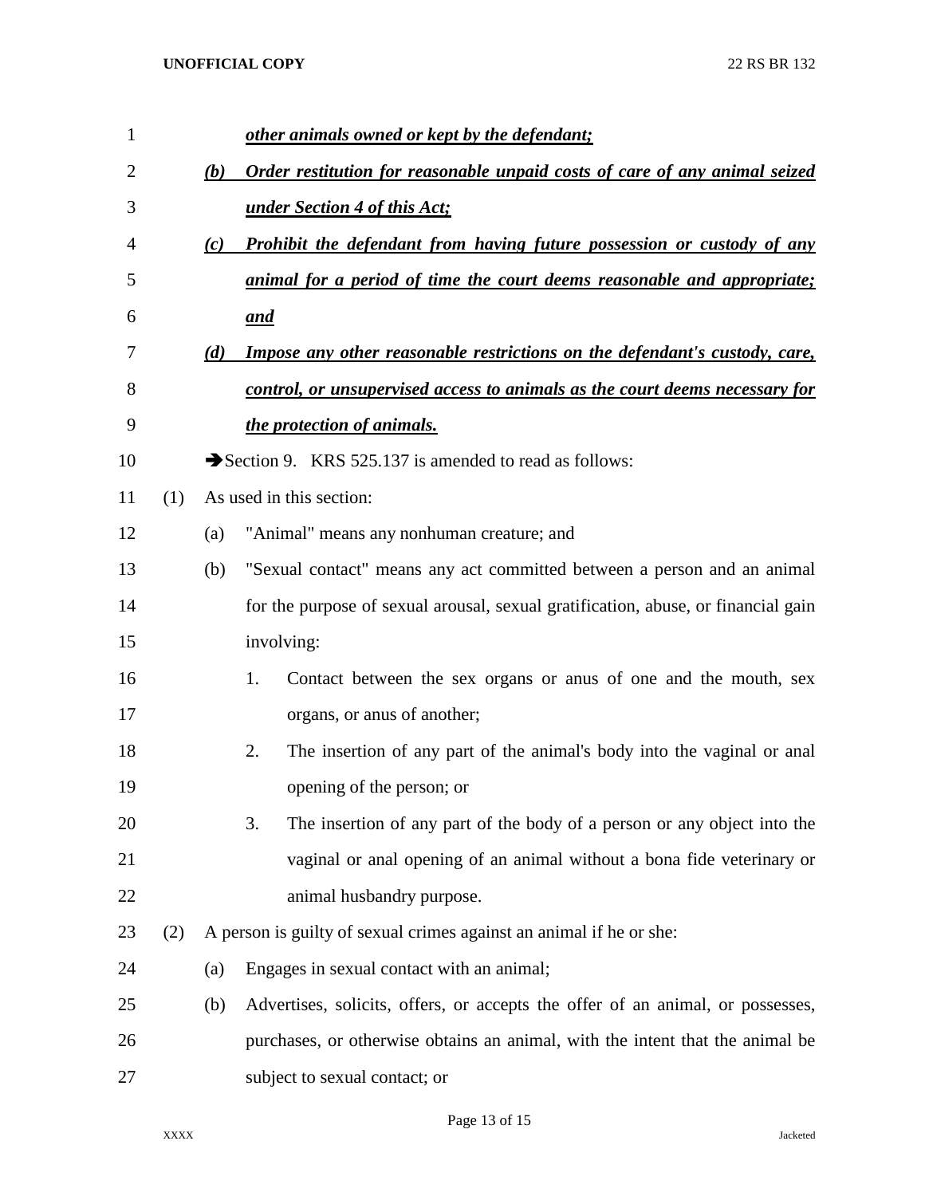***other animals owned or kept by the defendant;***

***(b) Order restitution for reasonable unpaid costs of care of any animal seized under Section 4 of this Act;***

***(c) Prohibit the defendant from having future possession or custody of any animal for a period of time the court deems reasonable and appropriate; and***

***(d) Impose any other reasonable restrictions on the defendant's custody, care, control, or unsupervised access to animals as the court deems necessary for the protection of animals.***

➔Section 9. KRS 525.137 is amended to read as follows:

(1) As used in this section:

(a) "Animal" means any nonhuman creature; and

(b) "Sexual contact" means any act committed between a person and an animal for the purpose of sexual arousal, sexual gratification, abuse, or financial gain involving:

1. Contact between the sex organs or anus of one and the mouth, sex organs, or anus of another;

2. The insertion of any part of the animal's body into the vaginal or anal opening of the person; or

3. The insertion of any part of the body of a person or any object into the vaginal or anal opening of an animal without a bona fide veterinary or animal husbandry purpose.

(2) A person is guilty of sexual crimes against an animal if he or she:

(a) Engages in sexual contact with an animal;

(b) Advertises, solicits, offers, or accepts the offer of an animal, or possesses, purchases, or otherwise obtains an animal, with the intent that the animal be subject to sexual contact; or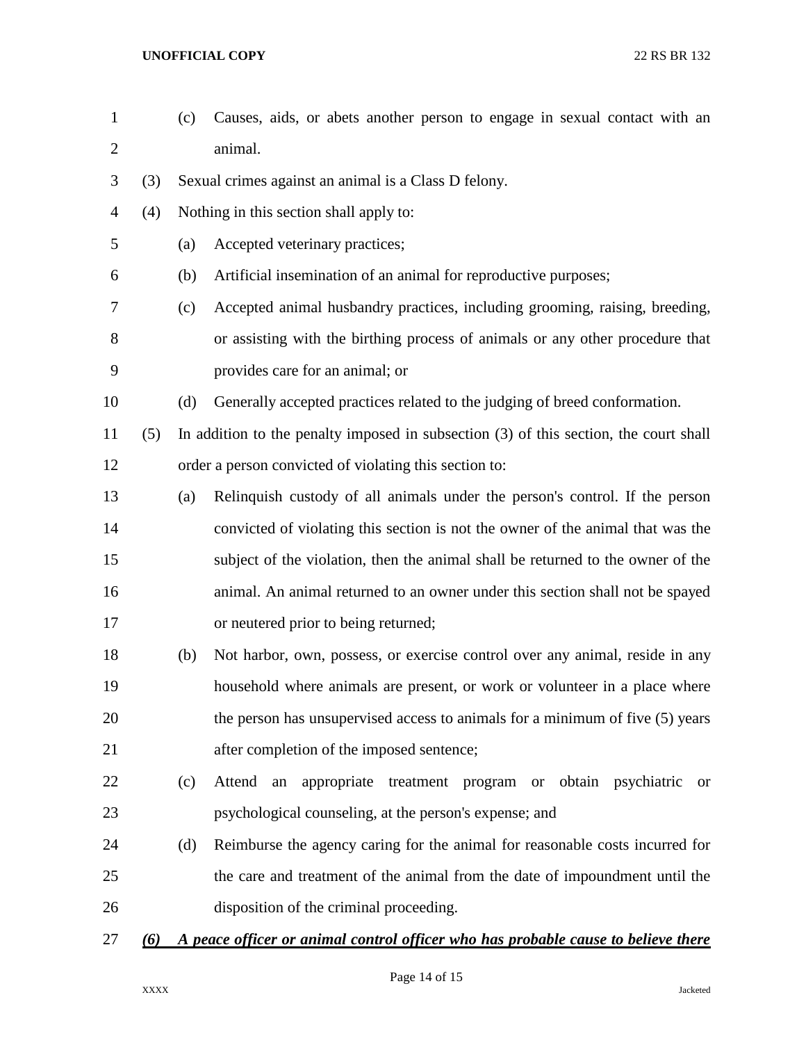(c) Causes, aids, or abets another person to engage in sexual contact with an animal.

(3) Sexual crimes against an animal is a Class D felony.

(4) Nothing in this section shall apply to:

(a) Accepted veterinary practices;

(b) Artificial insemination of an animal for reproductive purposes;

(c) Accepted animal husbandry practices, including grooming, raising, breeding, or assisting with the birthing process of animals or any other procedure that provides care for an animal; or

(d) Generally accepted practices related to the judging of breed conformation.

(5) In addition to the penalty imposed in subsection (3) of this section, the court shall order a person convicted of violating this section to:

(a) Relinquish custody of all animals under the person's control. If the person convicted of violating this section is not the owner of the animal that was the subject of the violation, then the animal shall be returned to the owner of the animal. An animal returned to an owner under this section shall not be spayed or neutered prior to being returned;

(b) Not harbor, own, possess, or exercise control over any animal, reside in any household where animals are present, or work or volunteer in a place where the person has unsupervised access to animals for a minimum of five (5) years after completion of the imposed sentence;

(c) Attend an appropriate treatment program or obtain psychiatric or psychological counseling, at the person's expense; and

(d) Reimburse the agency caring for the animal for reasonable costs incurred for the care and treatment of the animal from the date of impoundment until the disposition of the criminal proceeding.

***(6) A peace officer or animal control officer who has probable cause to believe there***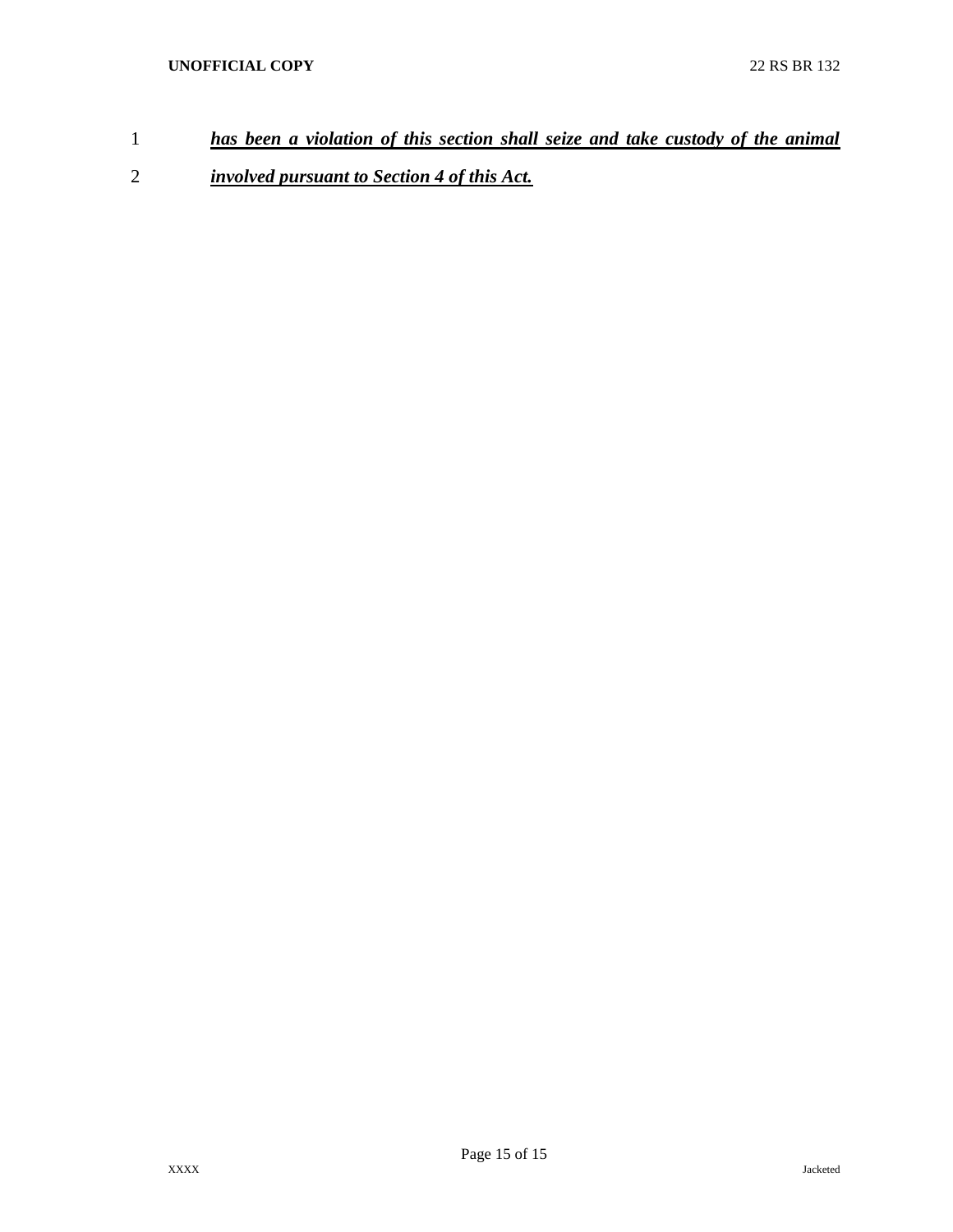***has been a violation of this section shall seize and take custody of the animal involved pursuant to Section 4 of this Act.***